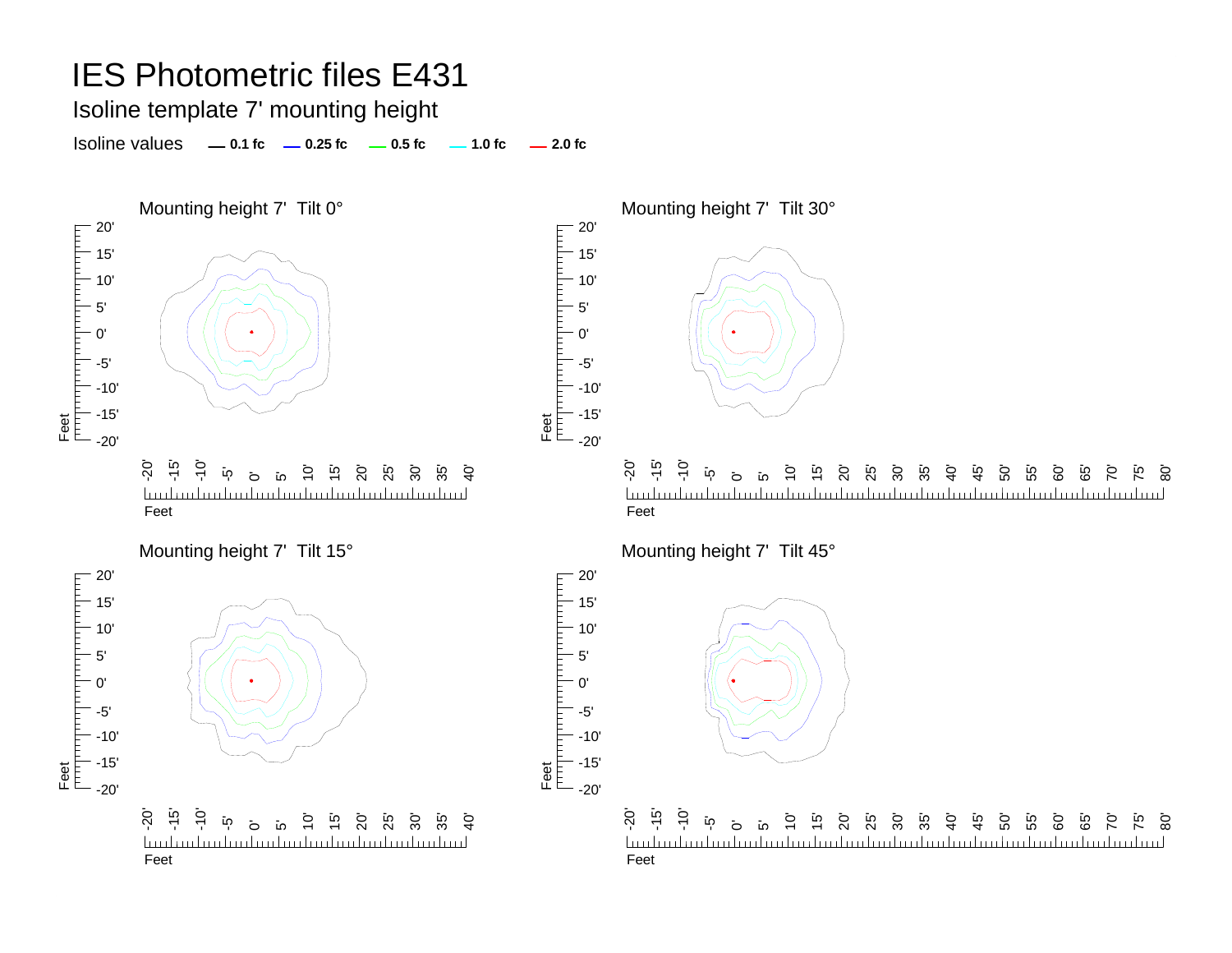# IES Photometric files E431

## Isoline template 7' mounting height

Isoline values — 0.1 fc — 0.25 fc — 0.5 fc — 1.0 fc — 2.0 fc

### Mounting height 7' Tilt 0°

20' 15' 10' 5' 0' -5' -10' -15' -20'

Feet

-20' -15' -10' -5' 0' 5' 10' 15' 20' 25' 30' 35' 40'

Feet

### Mounting height 7' Tilt 30°

20' 15' 10' 5' 0' -5' -10' -15' -20'

Feet

-20' -15' -10' -5' 0' 5' 10' 15' 20' 25' 30' 35' 40' 45' 50' 55' 60' 65' 70' 75' 80'

Feet

### Mounting height 7' Tilt 15°

20' 15' 10' 5' 0' -5' -10' -15' -20'

Feet

-20' -15' -10' -5' 0' 5' 10' 15' 20' 25' 30' 35' 40'

Feet

### Mounting height 7' Tilt 45°

20' 15' 10' 5' 0' -5' -10' -15' -20'

Feet

-20' -15' -10' -5' 0' 5' 10' 15' 20' 25' 30' 35' 40' 45' 50' 55' 60' 65' 70' 75' 80'

Feet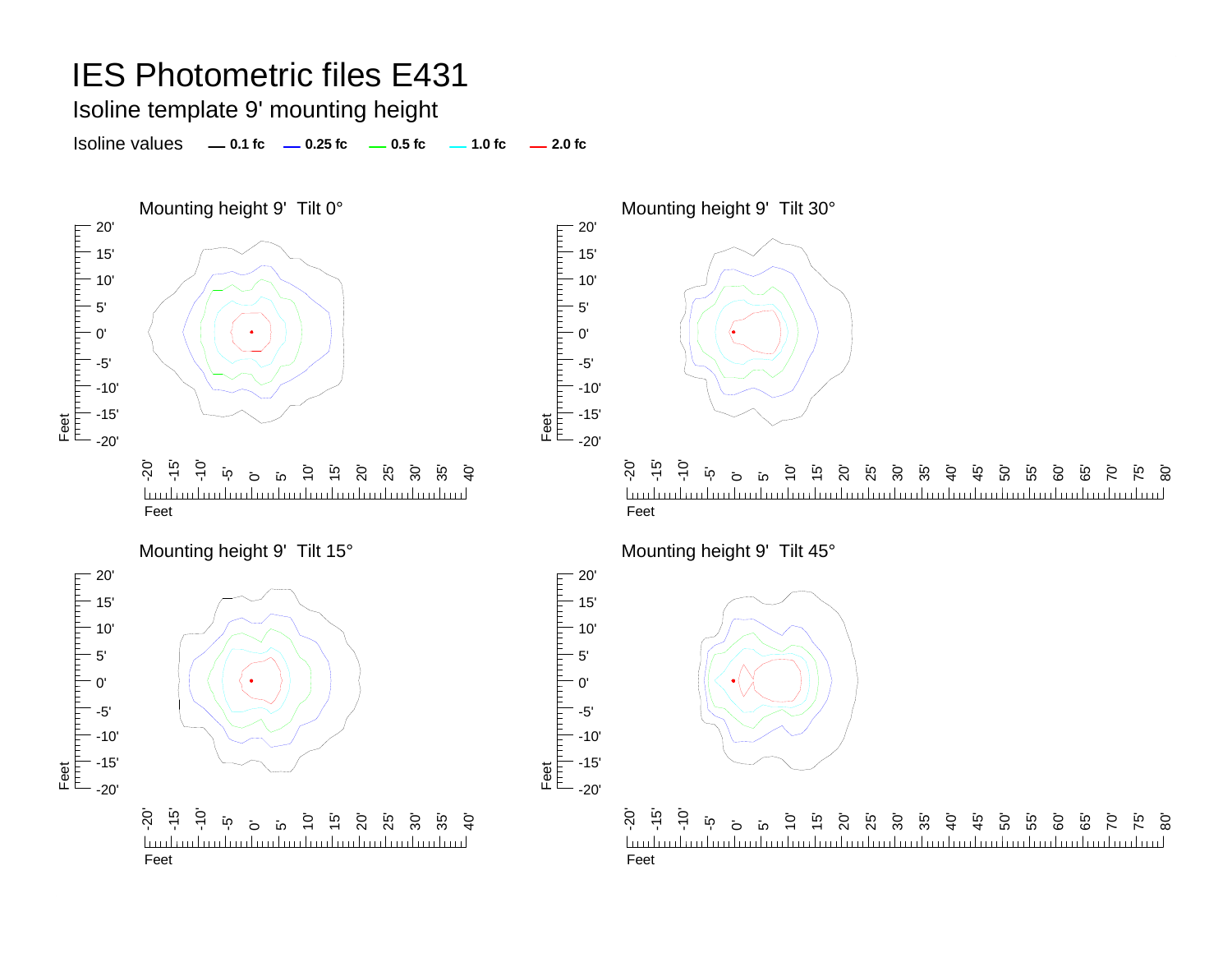# IES Photometric files E431

## Isoline template 9' mounting height

Isoline values — 0.1 fc — 0.25 fc — 0.5 fc — 1.0 fc — 2.0 fc

Mounting height 9' Tilt 0°

20' 15' 10' 5' 0' -5' -10' -15' -20'

Feet

-20' -15' -10' -5' 0' 5' 10' 15' 20' 25' 30' 35' 40'

Feet

Mounting height 9' Tilt 30°

20' 15' 10' 5' 0' -5' -10' -15' -20'

Feet

-20' -15' -10' -5' 0' 5' 10' 15' 20' 25' 30' 35' 40' 45' 50' 55' 60' 65' 70' 75' 80'

Feet

Mounting height 9' Tilt 15°

20' 15' 10' 5' 0' -5' -10' -15' -20'

Feet

-20' -15' -10' -5' 0' 5' 10' 15' 20' 25' 30' 35' 40'

Feet

Mounting height 9' Tilt 45°

20' 15' 10' 5' 0' -5' -10' -15' -20'

Feet

-20' -15' -10' -5' 0' 5' 10' 15' 20' 25' 30' 35' 40' 45' 50' 55' 60' 65' 70' 75' 80'

Feet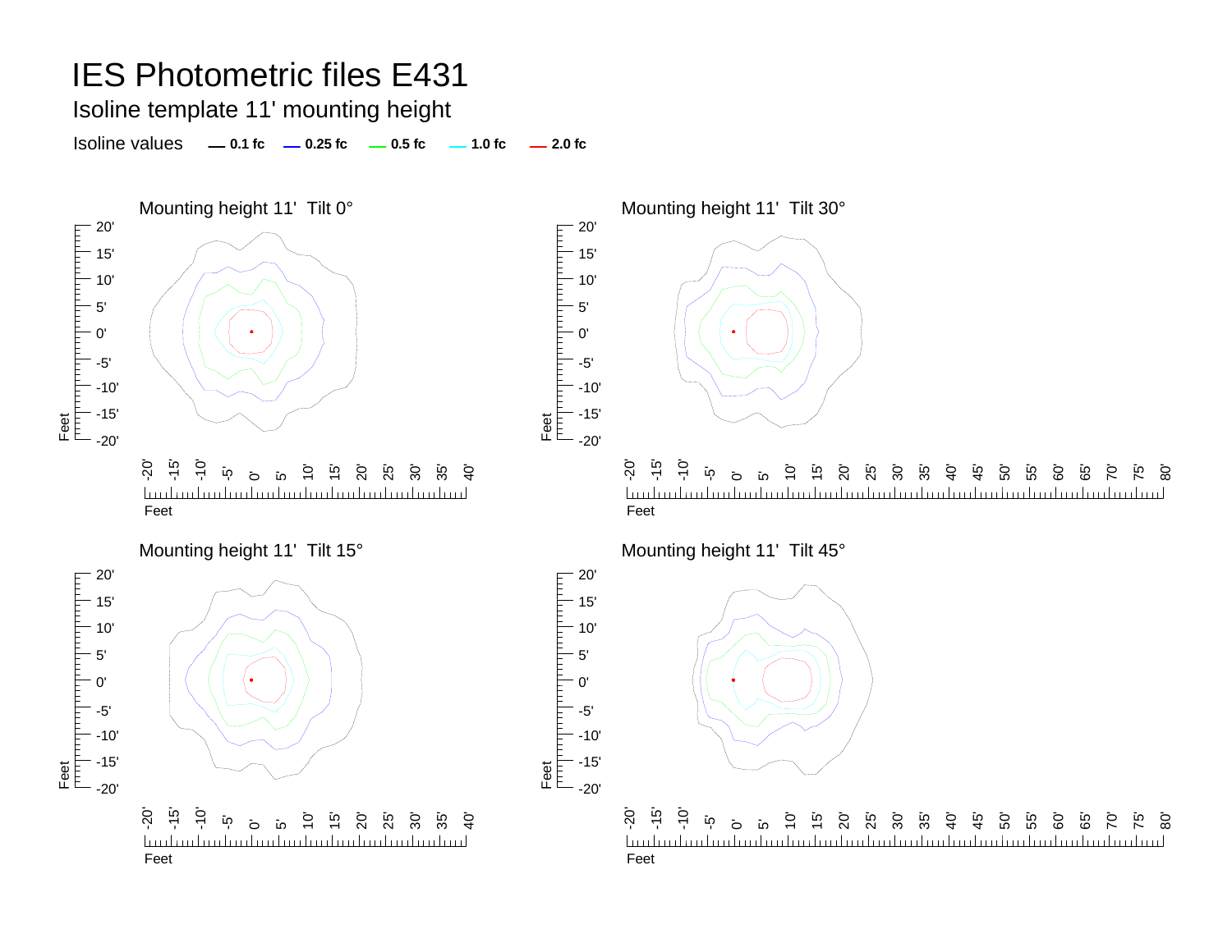# IES Photometric files E431

## Isoline template 11' mounting height

Isoline values — 0.1 fc — 0.25 fc — 0.5 fc — 1.0 fc — 2.0 fc

Mounting height 11' Tilt 0°

20' 15' 10' 5' 0' -5' -10' -15' -20'

Feet

-20' -15' -10' -5' 0' 5' 10' 15' 20' 25' 30' 35' 40'

Feet

Mounting height 11' Tilt 30°

20' 15' 10' 5' 0' -5' -10' -15' -20'

Feet

-20' -15' -10' -5' 0' 5' 10' 15' 20' 25' 30' 35' 40' 45' 50' 55' 60' 65' 70' 75' 80'

Feet

Mounting height 11' Tilt 15°

20' 15' 10' 5' 0' -5' -10' -15' -20'

Feet

-20' -15' -10' -5' 0' 5' 10' 15' 20' 25' 30' 35' 40'

Feet

Mounting height 11' Tilt 45°

20' 15' 10' 5' 0' -5' -10' -15' -20'

Feet

-20' -15' -10' -5' 0' 5' 10' 15' 20' 25' 30' 35' 40' 45' 50' 55' 60' 65' 70' 75' 80'

Feet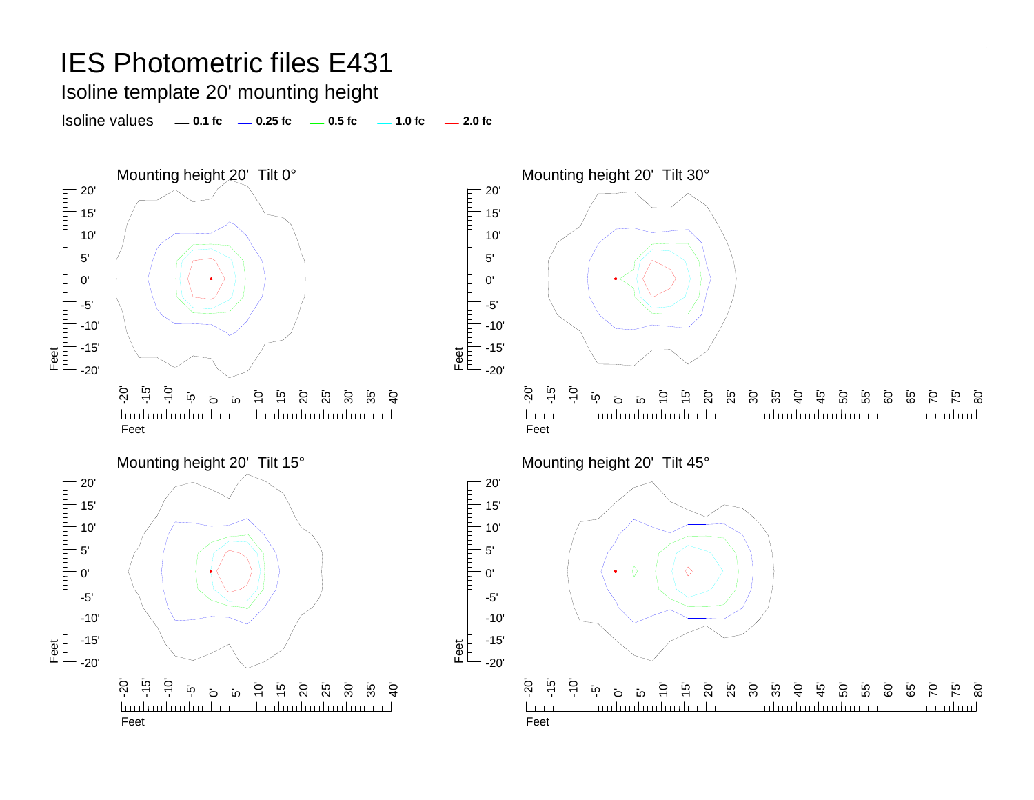# IES Photometric files E431

## Isoline template 20' mounting height

Isoline values — 0.1 fc — 0.25 fc — 0.5 fc — 1.0 fc — 2.0 fc

Mounting height 20' Tilt 0°

20' 15' 10' 5' 0' -5' -10' -15' -20'

Feet

-20' -15' -10' -5' 0' 5' 10' 15' 20' 25' 30' 35' 40'

Feet

Mounting height 20' Tilt 30°

20' 15' 10' 5' 0' -5' -10' -15' -20'

Feet

-20' -15' -10' -5' 0' 5' 10' 15' 20' 25' 30' 35' 40' 45' 50' 55' 60' 65' 70' 75' 80'

Feet

Mounting height 20' Tilt 15°

20' 15' 10' 5' 0' -5' -10' -15' -20'

Feet

-20' -15' -10' -5' 0' 5' 10' 15' 20' 25' 30' 35' 40'

Feet

Mounting height 20' Tilt 45°

20' 15' 10' 5' 0' -5' -10' -15' -20'

Feet

-20' -15' -10' -5' 0' 5' 10' 15' 20' 25' 30' 35' 40' 45' 50' 55' 60' 65' 70' 75' 80'

Feet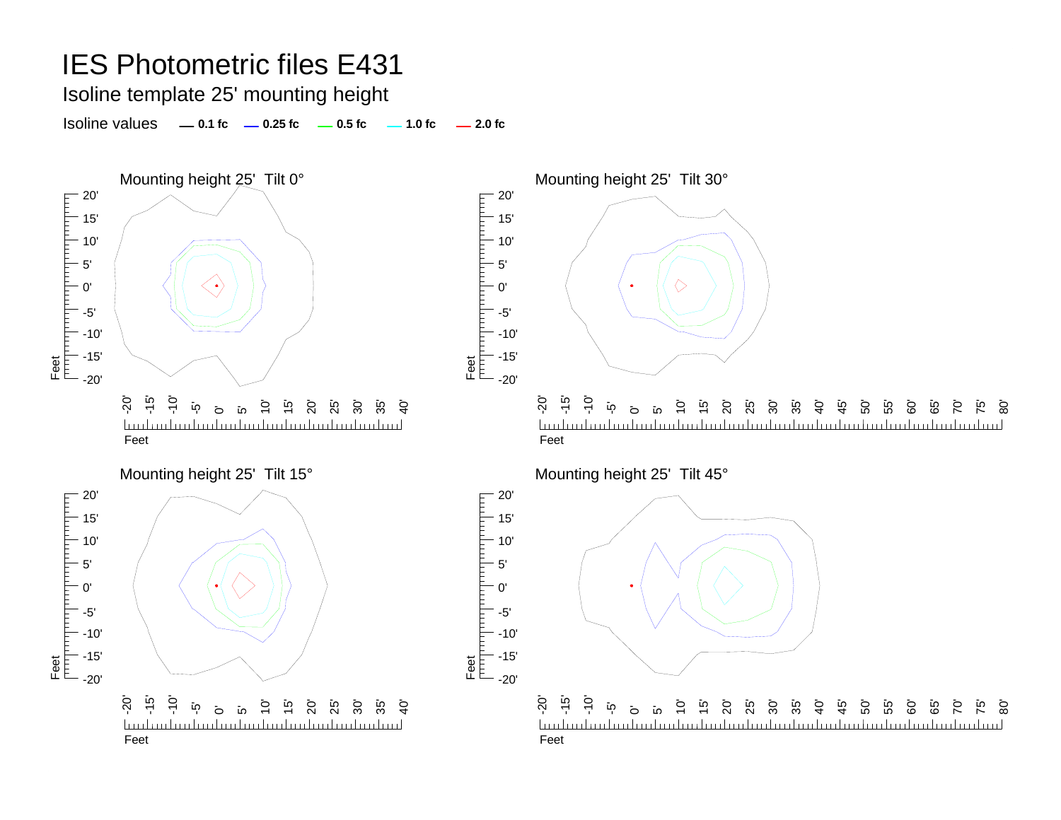# IES Photometric files E431

## Isoline template 25' mounting height

Isoline values — 0.1 fc — 0.25 fc — 0.5 fc — 1.0 fc — 2.0 fc

Mounting height 25' Tilt 0°

20'
15'
10'
5'
0'
-5'
-10'
-15'
-20'
Feet

-20' -15' -10' -5' 0' 5' 10' 15' 20' 25' 30' 35' 40'
Feet

Mounting height 25' Tilt 30°

20'
15'
10'
5'
0'
-5'
-10'
-15'
-20'
Feet

-20' -15' -10' -5' 0' 5' 10' 15' 20' 25' 30' 35' 40' 45' 50' 55' 60' 65' 70' 75' 80'
Feet

Mounting height 25' Tilt 15°

20'
15'
10'
5'
0'
-5'
-10'
-15'
-20'
Feet

-20' -15' -10' -5' 0' 5' 10' 15' 20' 25' 30' 35' 40'
Feet

Mounting height 25' Tilt 45°

20'
15'
10'
5'
0'
-5'
-10'
-15'
-20'
Feet

-20' -15' -10' -5' 0' 5' 10' 15' 20' 25' 30' 35' 40' 45' 50' 55' 60' 65' 70' 75' 80'
Feet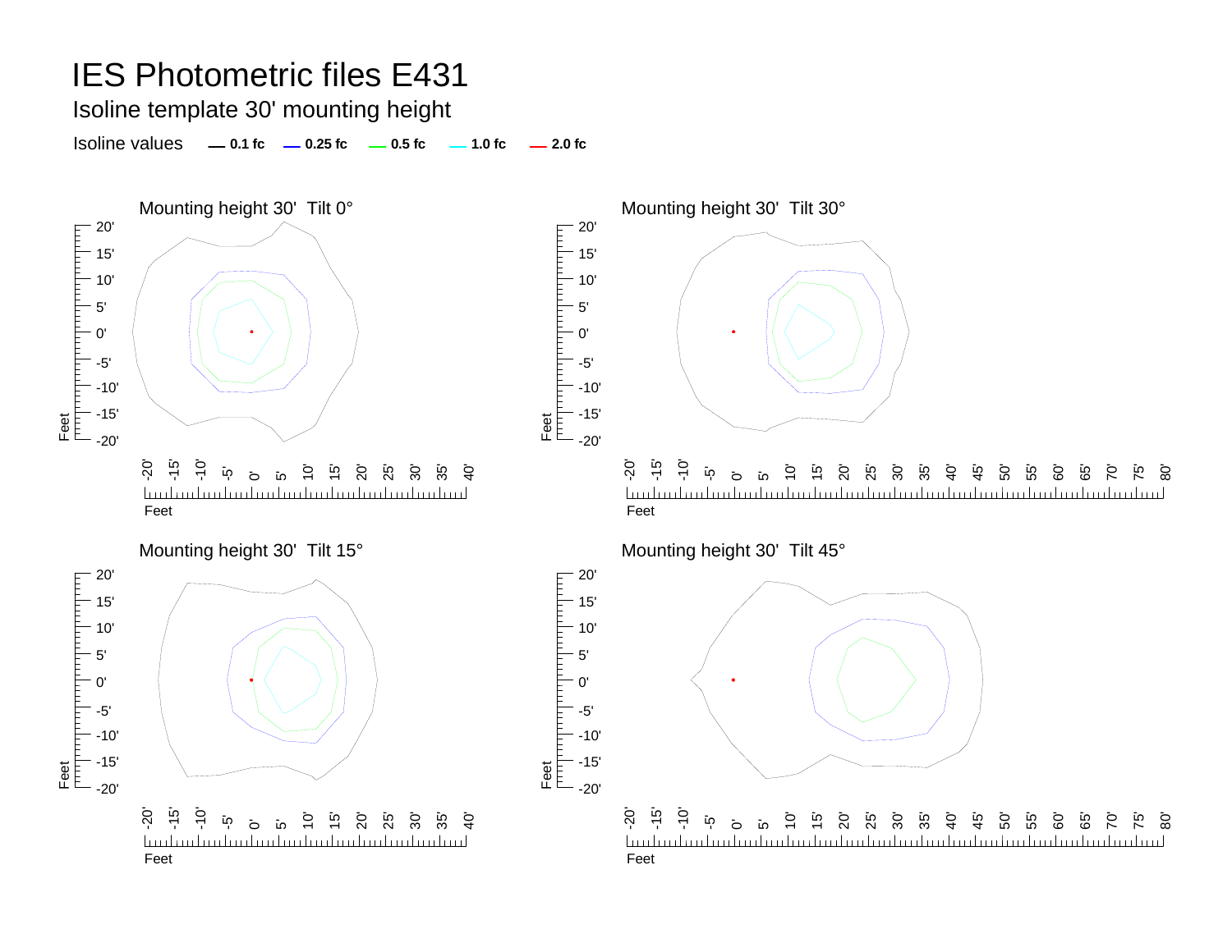# IES Photometric files E431

## Isoline template 30' mounting height

Isoline values — 0.1 fc — 0.25 fc — 0.5 fc — 1.0 fc — 2.0 fc

Mounting height 30' Tilt 0°

20' 15' 10' 5' 0' -5' -10' -15' -20'

Feet

-20' -15' -10' -5' 0' 5' 10' 15' 20' 25' 30' 35' 40'

Feet

Mounting height 30' Tilt 30°

20' 15' 10' 5' 0' -5' -10' -15' -20'

Feet

-20' -15' -10' -5' 0' 5' 10' 15' 20' 25' 30' 35' 40' 45' 50' 55' 60' 65' 70' 75' 80'

Feet

Mounting height 30' Tilt 15°

20' 15' 10' 5' 0' -5' -10' -15' -20'

Feet

-20' -15' -10' -5' 0' 5' 10' 15' 20' 25' 30' 35' 40'

Feet

Mounting height 30' Tilt 45°

20' 15' 10' 5' 0' -5' -10' -15' -20'

Feet

-20' -15' -10' -5' 0' 5' 10' 15' 20' 25' 30' 35' 40' 45' 50' 55' 60' 65' 70' 75' 80'

Feet